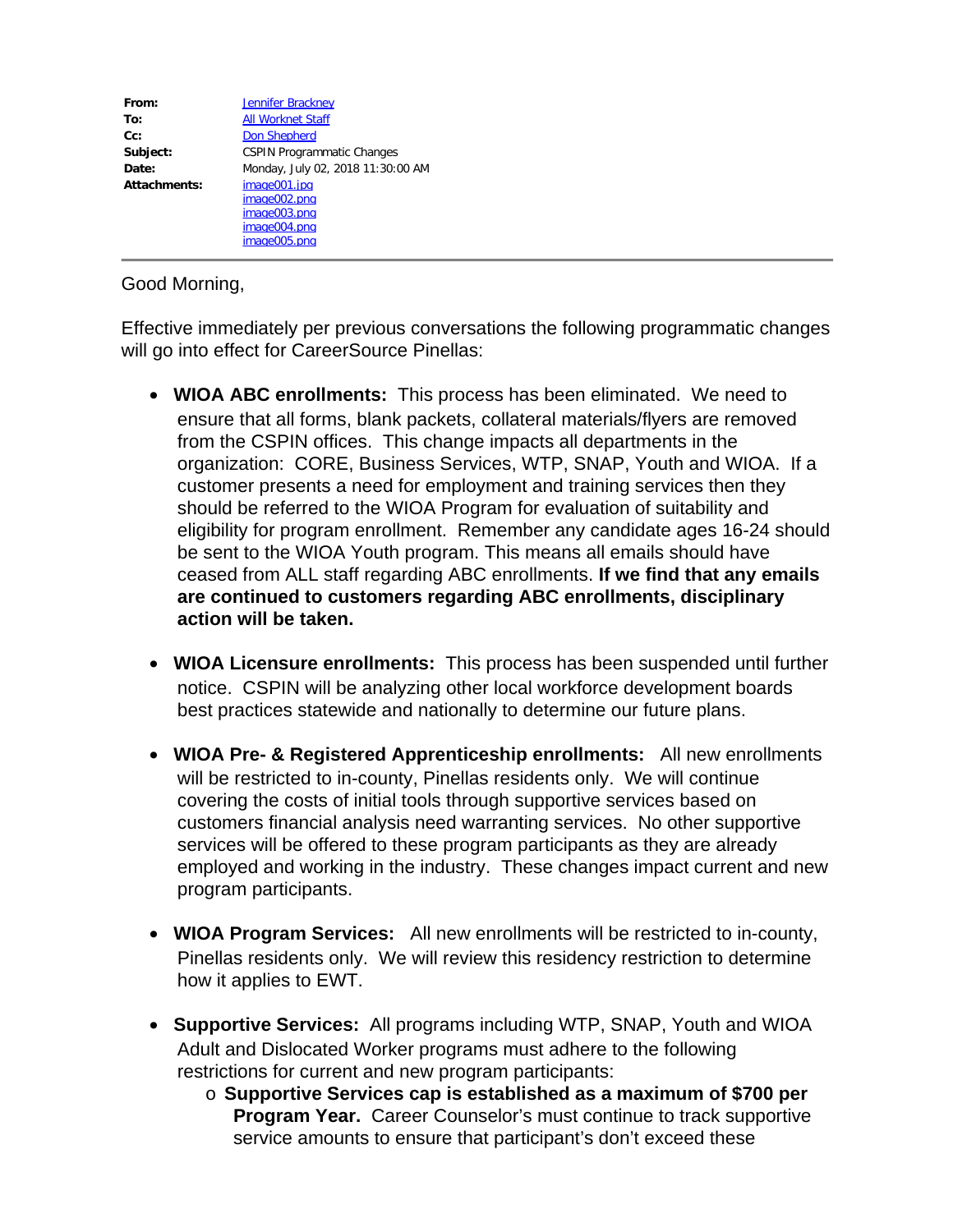| | |
|---|---|
| **From:** | Jennifer Brackney |
| **To:** | All Worknet Staff |
| **Cc:** | Don Shepherd |
| **Subject:** | CSPIN Programmatic Changes |
| **Date:** | Monday, July 02, 2018 11:30:00 AM |
| **Attachments:** | image001.jpg<br>image002.png<br>image003.png<br>image004.png<br>image005.png |

---

Good Morning,

Effective immediately per previous conversations the following programmatic changes will go into effect for CareerSource Pinellas:

- **WIOA ABC enrollments:** This process has been eliminated. We need to ensure that all forms, blank packets, collateral materials/flyers are removed from the CSPIN offices. This change impacts all departments in the organization: CORE, Business Services, WTP, SNAP, Youth and WIOA. If a customer presents a need for employment and training services then they should be referred to the WIOA Program for evaluation of suitability and eligibility for program enrollment. Remember any candidate ages 16-24 should be sent to the WIOA Youth program. This means all emails should have ceased from ALL staff regarding ABC enrollments. **If we find that any emails are continued to customers regarding ABC enrollments, disciplinary action will be taken.**

- **WIOA Licensure enrollments:** This process has been suspended until further notice. CSPIN will be analyzing other local workforce development boards best practices statewide and nationally to determine our future plans.

- **WIOA Pre- & Registered Apprenticeship enrollments:** All new enrollments will be restricted to in-county, Pinellas residents only. We will continue covering the costs of initial tools through supportive services based on customers financial analysis need warranting services. No other supportive services will be offered to these program participants as they are already employed and working in the industry. These changes impact current and new program participants.

- **WIOA Program Services:** All new enrollments will be restricted to in-county, Pinellas residents only. We will review this residency restriction to determine how it applies to EWT.

- **Supportive Services:** All programs including WTP, SNAP, Youth and WIOA Adult and Dislocated Worker programs must adhere to the following restrictions for current and new program participants:
  - **Supportive Services cap is established as a maximum of $700 per Program Year.** Career Counselor's must continue to track supportive service amounts to ensure that participant's don't exceed these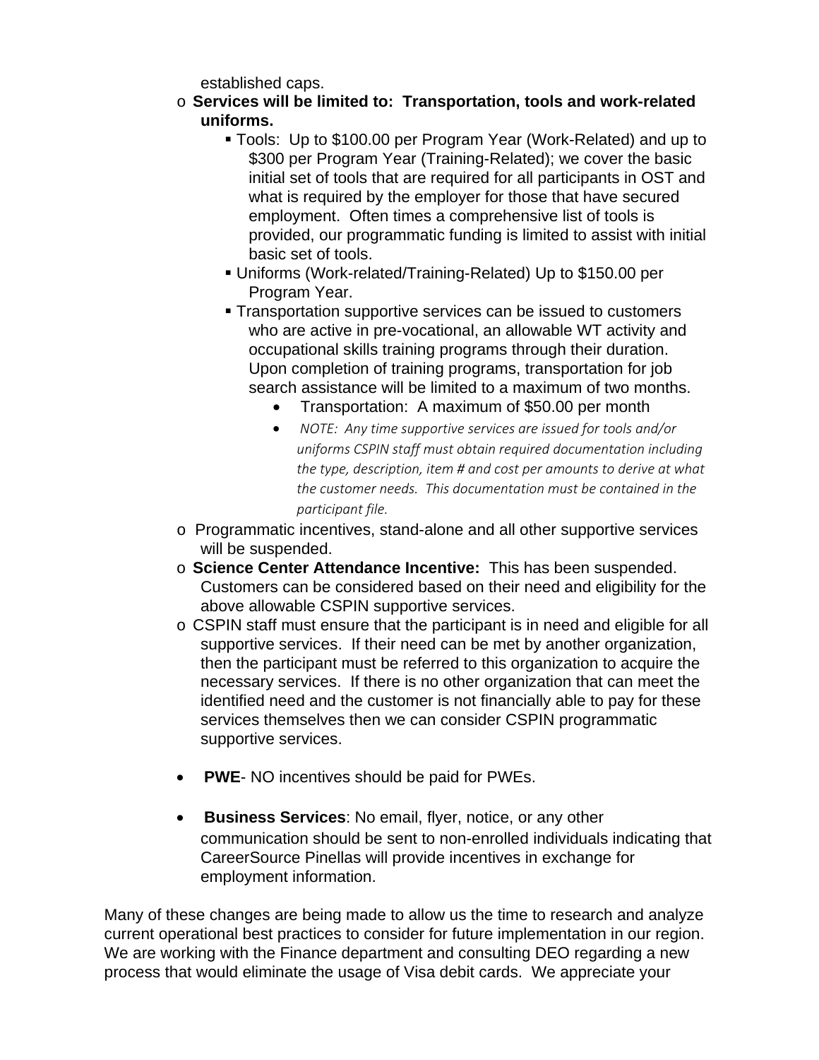established caps.

- **Services will be limited to: Transportation, tools and work-related uniforms.**
  - Tools: Up to $100.00 per Program Year (Work-Related) and up to $300 per Program Year (Training-Related); we cover the basic initial set of tools that are required for all participants in OST and what is required by the employer for those that have secured employment. Often times a comprehensive list of tools is provided, our programmatic funding is limited to assist with initial basic set of tools.
  - Uniforms (Work-related/Training-Related) Up to $150.00 per Program Year.
  - Transportation supportive services can be issued to customers who are active in pre-vocational, an allowable WT activity and occupational skills training programs through their duration. Upon completion of training programs, transportation for job search assistance will be limited to a maximum of two months.
    - Transportation: A maximum of $50.00 per month
    - *NOTE: Any time supportive services are issued for tools and/or uniforms CSPIN staff must obtain required documentation including the type, description, item # and cost per amounts to derive at what the customer needs. This documentation must be contained in the participant file.*
- Programmatic incentives, stand-alone and all other supportive services will be suspended.
- **Science Center Attendance Incentive:** This has been suspended. Customers can be considered based on their need and eligibility for the above allowable CSPIN supportive services.
- CSPIN staff must ensure that the participant is in need and eligible for all supportive services. If their need can be met by another organization, then the participant must be referred to this organization to acquire the necessary services. If there is no other organization that can meet the identified need and the customer is not financially able to pay for these services themselves then we can consider CSPIN programmatic supportive services.

- **PWE**- NO incentives should be paid for PWEs.

- **Business Services**: No email, flyer, notice, or any other communication should be sent to non-enrolled individuals indicating that CareerSource Pinellas will provide incentives in exchange for employment information.

Many of these changes are being made to allow us the time to research and analyze current operational best practices to consider for future implementation in our region. We are working with the Finance department and consulting DEO regarding a new process that would eliminate the usage of Visa debit cards. We appreciate your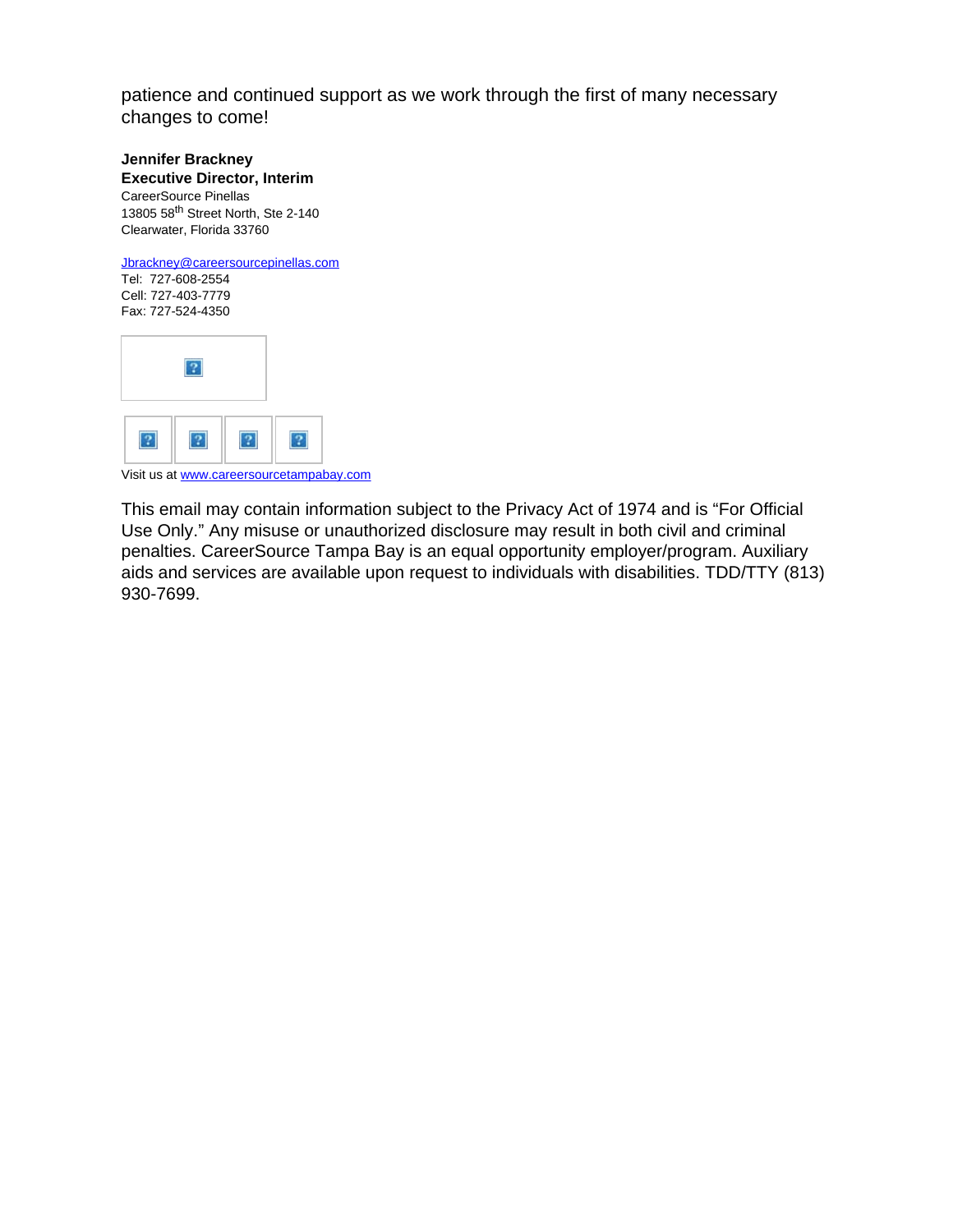patience and continued support as we work through the first of many necessary changes to come!

**Jennifer Brackney**
**Executive Director, Interim**
CareerSource Pinellas
13805 58th Street North, Ste 2-140
Clearwater, Florida 33760

Jbrackney@careersourcepinellas.com
Tel: 727-608-2554
Cell: 727-403-7779
Fax: 727-524-4350

Visit us at www.careersourcetampabay.com

This email may contain information subject to the Privacy Act of 1974 and is "For Official Use Only." Any misuse or unauthorized disclosure may result in both civil and criminal penalties. CareerSource Tampa Bay is an equal opportunity employer/program. Auxiliary aids and services are available upon request to individuals with disabilities. TDD/TTY (813) 930-7699.